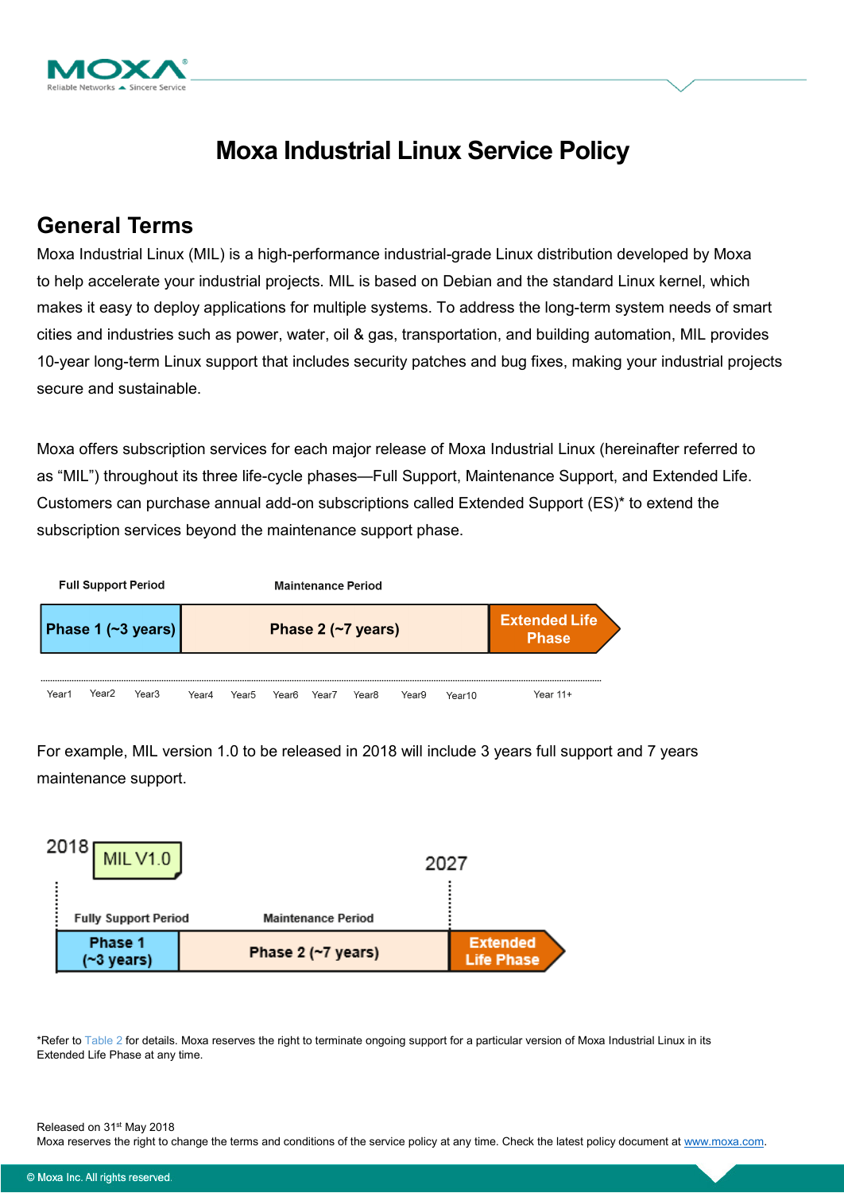# Moxa Industrial Linux Service Policy

## General Terms

Moxa Industrial Linux (MIL) is a high-performance industrial-grade Linux distribution developed by Moxa to help accelerate your industrial projects. MIL is based on Debian and the standard Linux kernel, which makes it easy to deploy applications for multiple systems. To address the long-term system needs of smart cities and industries such as power, water, oil & gas, transportation, and building automation, MIL provides 10-year long-term Linux support that includes security patches and bug fixes, making your industrial projects secure and sustainable.

Moxa offers subscription services for each major release of Moxa Industrial Linux (hereinafter referred to as “MIL”) throughout its three life-cycle phases—Full Support, Maintenance Support, and Extended Life. Customers can purchase annual add-on subscriptions called Extended Support (ES)* to extend the subscription services beyond the maintenance support phase.

| Full Support Period | Maintenance Period | |
|---|---|---|
| Phase 1 (~3 years) | Phase 2 (~7 years) | Extended Life Phase |
| Year1 Year2 Year3 | Year4 Year5 Year6 Year7 Year8 Year9 Year10 | Year 11+ |

For example, MIL version 1.0 to be released in 2018 will include 3 years full support and 7 years maintenance support.

| 2018 MIL V1.0 | | 2027 |
|---|---|---|
| Fully Support Period | Maintenance Period | |
| Phase 1 (~3 years) | Phase 2 (~7 years) | Extended Life Phase |

*Refer to Table 2 for details. Moxa reserves the right to terminate ongoing support for a particular version of Moxa Industrial Linux in its Extended Life Phase at any time.

Released on 31st May 2018

Moxa reserves the right to change the terms and conditions of the service policy at any time. Check the latest policy document at www.moxa.com.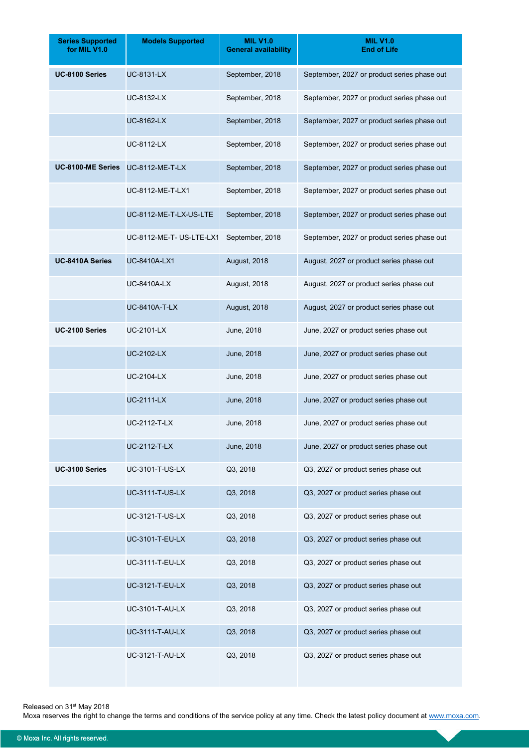| Series Supported for MIL V1.0 | Models Supported | MIL V1.0 General availability | MIL V1.0 End of Life |
|---|---|---|---|
| **UC-8100 Series** | UC-8131-LX | September, 2018 | September, 2027 or product series phase out |
| | UC-8132-LX | September, 2018 | September, 2027 or product series phase out |
| | UC-8162-LX | September, 2018 | September, 2027 or product series phase out |
| | UC-8112-LX | September, 2018 | September, 2027 or product series phase out |
| **UC-8100-ME Series** | UC-8112-ME-T-LX | September, 2018 | September, 2027 or product series phase out |
| | UC-8112-ME-T-LX1 | September, 2018 | September, 2027 or product series phase out |
| | UC-8112-ME-T-LX-US-LTE | September, 2018 | September, 2027 or product series phase out |
| | UC-8112-ME-T- US-LTE-LX1 | September, 2018 | September, 2027 or product series phase out |
| **UC-8410A Series** | UC-8410A-LX1 | August, 2018 | August, 2027 or product series phase out |
| | UC-8410A-LX | August, 2018 | August, 2027 or product series phase out |
| | UC-8410A-T-LX | August, 2018 | August, 2027 or product series phase out |
| **UC-2100 Series** | UC-2101-LX | June, 2018 | June, 2027 or product series phase out |
| | UC-2102-LX | June, 2018 | June, 2027 or product series phase out |
| | UC-2104-LX | June, 2018 | June, 2027 or product series phase out |
| | UC-2111-LX | June, 2018 | June, 2027 or product series phase out |
| | UC-2112-T-LX | June, 2018 | June, 2027 or product series phase out |
| | UC-2112-T-LX | June, 2018 | June, 2027 or product series phase out |
| **UC-3100 Series** | UC-3101-T-US-LX | Q3, 2018 | Q3, 2027 or product series phase out |
| | UC-3111-T-US-LX | Q3, 2018 | Q3, 2027 or product series phase out |
| | UC-3121-T-US-LX | Q3, 2018 | Q3, 2027 or product series phase out |
| | UC-3101-T-EU-LX | Q3, 2018 | Q3, 2027 or product series phase out |
| | UC-3111-T-EU-LX | Q3, 2018 | Q3, 2027 or product series phase out |
| | UC-3121-T-EU-LX | Q3, 2018 | Q3, 2027 or product series phase out |
| | UC-3101-T-AU-LX | Q3, 2018 | Q3, 2027 or product series phase out |
| | UC-3111-T-AU-LX | Q3, 2018 | Q3, 2027 or product series phase out |
| | UC-3121-T-AU-LX | Q3, 2018 | Q3, 2027 or product series phase out |

Released on 31st May 2018
Moxa reserves the right to change the terms and conditions of the service policy at any time. Check the latest policy document at www.moxa.com.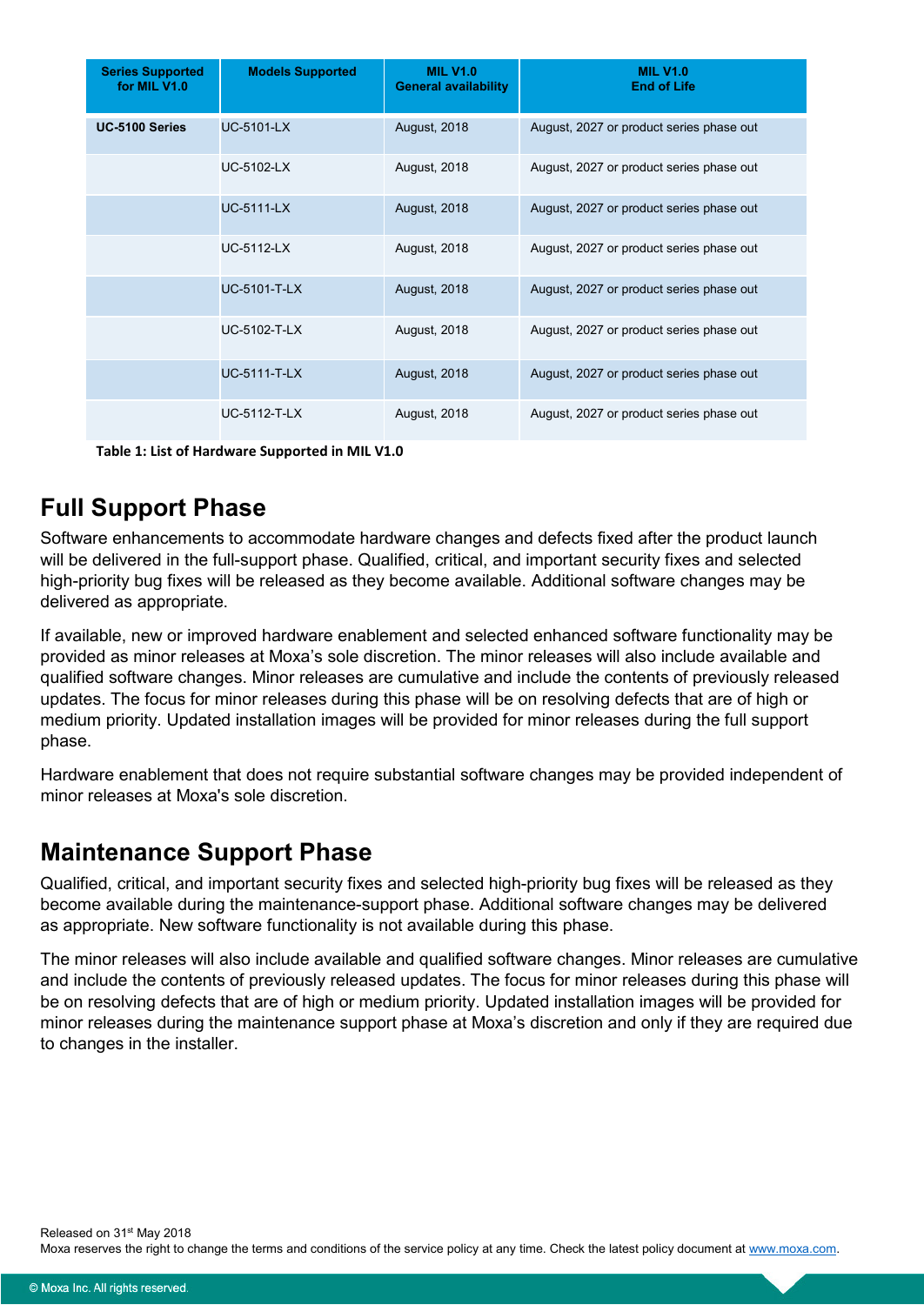| Series Supported for MIL V1.0 | Models Supported | MIL V1.0 General availability | MIL V1.0 End of Life |
|---|---|---|---|
| **UC-5100 Series** | UC-5101-LX | August, 2018 | August, 2027 or product series phase out |
| | UC-5102-LX | August, 2018 | August, 2027 or product series phase out |
| | UC-5111-LX | August, 2018 | August, 2027 or product series phase out |
| | UC-5112-LX | August, 2018 | August, 2027 or product series phase out |
| | UC-5101-T-LX | August, 2018 | August, 2027 or product series phase out |
| | UC-5102-T-LX | August, 2018 | August, 2027 or product series phase out |
| | UC-5111-T-LX | August, 2018 | August, 2027 or product series phase out |
| | UC-5112-T-LX | August, 2018 | August, 2027 or product series phase out |

**Table 1: List of Hardware Supported in MIL V1.0**

## Full Support Phase

Software enhancements to accommodate hardware changes and defects fixed after the product launch will be delivered in the full-support phase. Qualified, critical, and important security fixes and selected high-priority bug fixes will be released as they become available. Additional software changes may be delivered as appropriate.

If available, new or improved hardware enablement and selected enhanced software functionality may be provided as minor releases at Moxa's sole discretion. The minor releases will also include available and qualified software changes. Minor releases are cumulative and include the contents of previously released updates. The focus for minor releases during this phase will be on resolving defects that are of high or medium priority. Updated installation images will be provided for minor releases during the full support phase.

Hardware enablement that does not require substantial software changes may be provided independent of minor releases at Moxa's sole discretion.

## Maintenance Support Phase

Qualified, critical, and important security fixes and selected high-priority bug fixes will be released as they become available during the maintenance-support phase. Additional software changes may be delivered as appropriate. New software functionality is not available during this phase.

The minor releases will also include available and qualified software changes. Minor releases are cumulative and include the contents of previously released updates. The focus for minor releases during this phase will be on resolving defects that are of high or medium priority. Updated installation images will be provided for minor releases during the maintenance support phase at Moxa's discretion and only if they are required due to changes in the installer.

Released on 31st May 2018

Moxa reserves the right to change the terms and conditions of the service policy at any time. Check the latest policy document at www.moxa.com.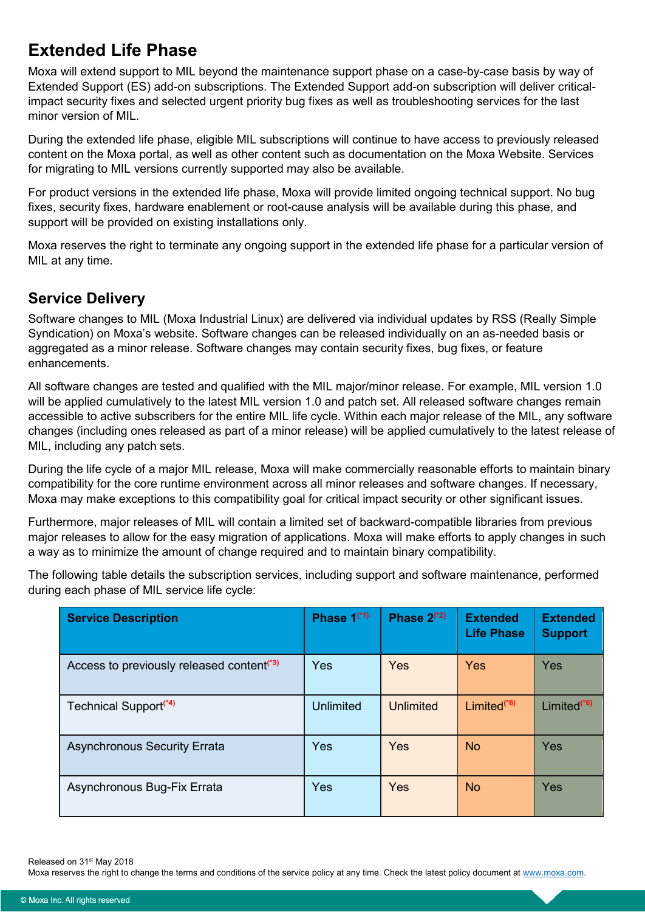## Extended Life Phase

Moxa will extend support to MIL beyond the maintenance support phase on a case-by-case basis by way of Extended Support (ES) add-on subscriptions. The Extended Support add-on subscription will deliver critical-impact security fixes and selected urgent priority bug fixes as well as troubleshooting services for the last minor version of MIL.

During the extended life phase, eligible MIL subscriptions will continue to have access to previously released content on the Moxa portal, as well as other content such as documentation on the Moxa Website. Services for migrating to MIL versions currently supported may also be available.

For product versions in the extended life phase, Moxa will provide limited ongoing technical support. No bug fixes, security fixes, hardware enablement or root-cause analysis will be available during this phase, and support will be provided on existing installations only.

Moxa reserves the right to terminate any ongoing support in the extended life phase for a particular version of MIL at any time.

## Service Delivery

Software changes to MIL (Moxa Industrial Linux) are delivered via individual updates by RSS (Really Simple Syndication) on Moxa's website. Software changes can be released individually on an as-needed basis or aggregated as a minor release. Software changes may contain security fixes, bug fixes, or feature enhancements.

All software changes are tested and qualified with the MIL major/minor release. For example, MIL version 1.0 will be applied cumulatively to the latest MIL version 1.0 and patch set. All released software changes remain accessible to active subscribers for the entire MIL life cycle. Within each major release of the MIL, any software changes (including ones released as part of a minor release) will be applied cumulatively to the latest release of MIL, including any patch sets.

During the life cycle of a major MIL release, Moxa will make commercially reasonable efforts to maintain binary compatibility for the core runtime environment across all minor releases and software changes. If necessary, Moxa may make exceptions to this compatibility goal for critical impact security or other significant issues.

Furthermore, major releases of MIL will contain a limited set of backward-compatible libraries from previous major releases to allow for the easy migration of applications. Moxa will make efforts to apply changes in such a way as to minimize the amount of change required and to maintain binary compatibility.

The following table details the subscription services, including support and software maintenance, performed during each phase of MIL service life cycle:

| Service Description | Phase 1(*1) | Phase 2(*2) | Extended Life Phase | Extended Support |
|---|---|---|---|---|
| Access to previously released content(*3) | Yes | Yes | Yes | Yes |
| Technical Support(*4) | Unlimited | Unlimited | Limited(*6) | Limited(*6) |
| Asynchronous Security Errata | Yes | Yes | No | Yes |
| Asynchronous Bug-Fix Errata | Yes | Yes | No | Yes |

Released on 31st May 2018
Moxa reserves the right to change the terms and conditions of the service policy at any time. Check the latest policy document at www.moxa.com.

© Moxa Inc. All rights reserved.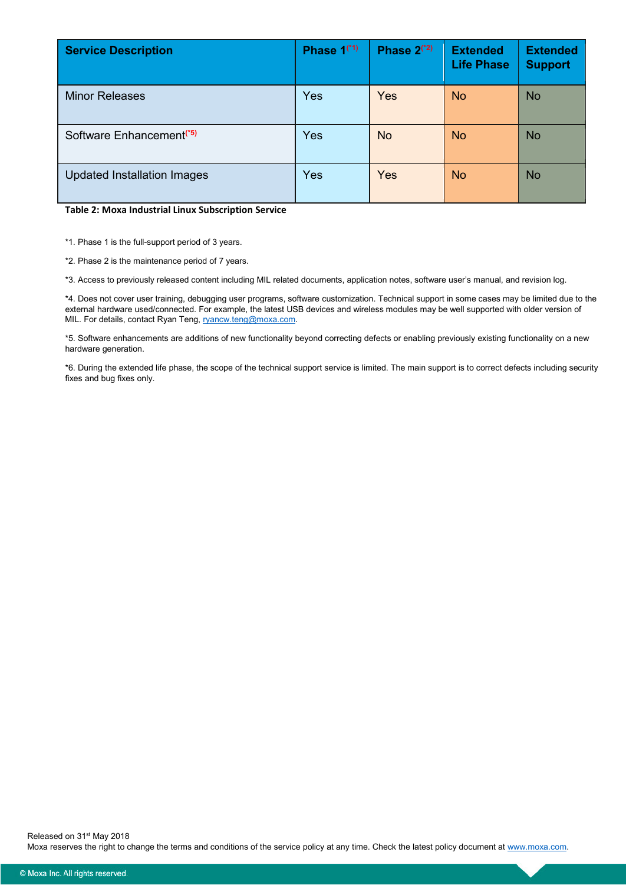| Service Description | Phase 1(*1) | Phase 2(*2) | Extended Life Phase | Extended Support |
|---|---|---|---|---|
| Minor Releases | Yes | Yes | No | No |
| Software Enhancement(*5) | Yes | No | No | No |
| Updated Installation Images | Yes | Yes | No | No |

**Table 2: Moxa Industrial Linux Subscription Service**

*1. Phase 1 is the full-support period of 3 years.

*2. Phase 2 is the maintenance period of 7 years.

*3. Access to previously released content including MIL related documents, application notes, software user's manual, and revision log.

*4. Does not cover user training, debugging user programs, software customization. Technical support in some cases may be limited due to the external hardware used/connected. For example, the latest USB devices and wireless modules may be well supported with older version of MIL. For details, contact Ryan Teng, ryancw.teng@moxa.com.

*5. Software enhancements are additions of new functionality beyond correcting defects or enabling previously existing functionality on a new hardware generation.

*6. During the extended life phase, the scope of the technical support service is limited. The main support is to correct defects including security fixes and bug fixes only.

Released on 31st May 2018

Moxa reserves the right to change the terms and conditions of the service policy at any time. Check the latest policy document at www.moxa.com.